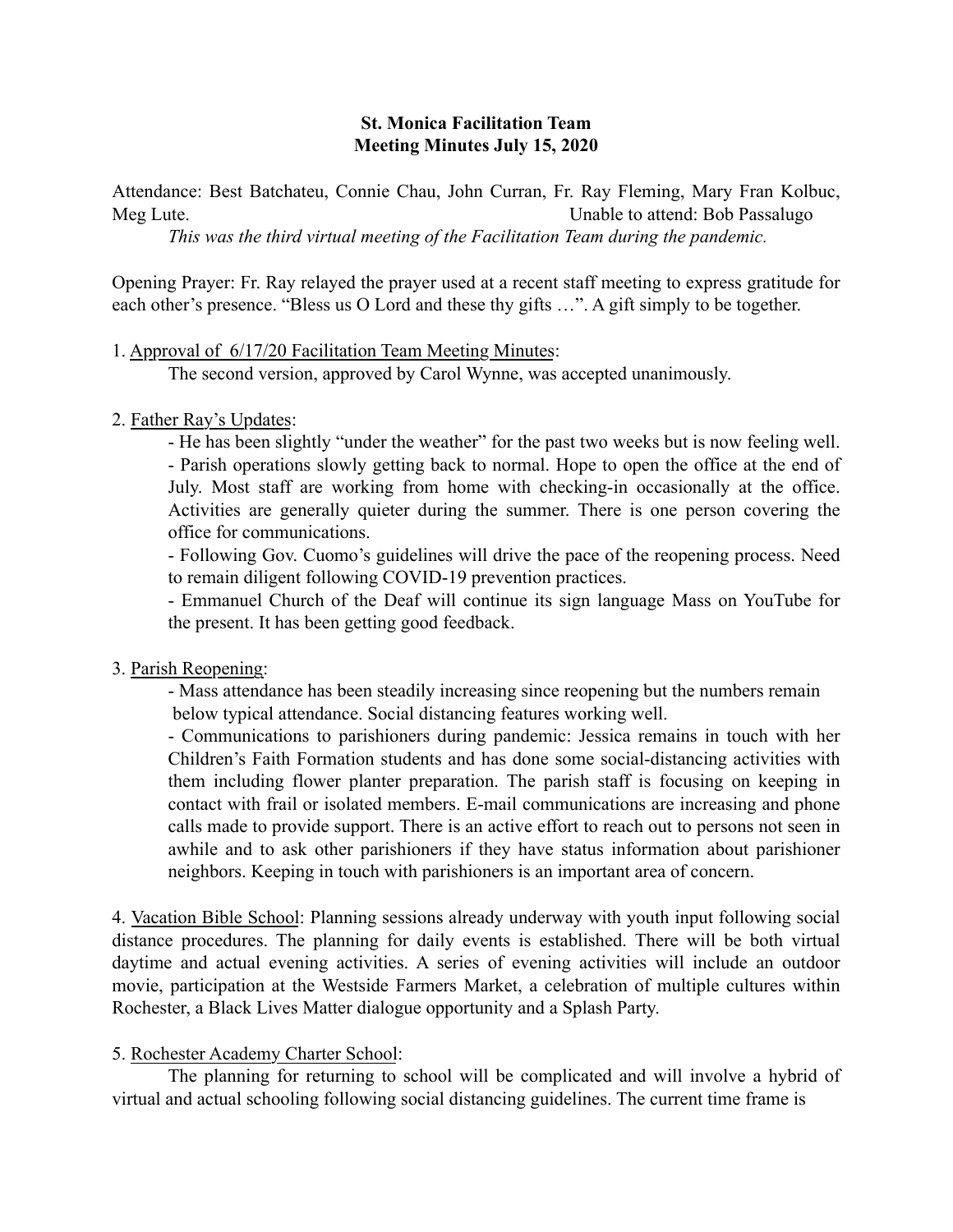**St. Monica Facilitation Team**
**Meeting Minutes July 15, 2020**

Attendance: Best Batchateu, Connie Chau, John Curran, Fr. Ray Fleming, Mary Fran Kolbuc, Meg Lute. Unable to attend: Bob Passalugo

*This was the third virtual meeting of the Facilitation Team during the pandemic.*

Opening Prayer: Fr. Ray relayed the prayer used at a recent staff meeting to express gratitude for each other's presence. "Bless us O Lord and these thy gifts …". A gift simply to be together.

1. Approval of 6/17/20 Facilitation Team Meeting Minutes:

   The second version, approved by Carol Wynne, was accepted unanimously.

2. Father Ray's Updates:

   - He has been slightly "under the weather" for the past two weeks but is now feeling well.
   - Parish operations slowly getting back to normal. Hope to open the office at the end of July. Most staff are working from home with checking-in occasionally at the office. Activities are generally quieter during the summer. There is one person covering the office for communications.
   - Following Gov. Cuomo's guidelines will drive the pace of the reopening process. Need to remain diligent following COVID-19 prevention practices.
   - Emmanuel Church of the Deaf will continue its sign language Mass on YouTube for the present. It has been getting good feedback.

3. Parish Reopening:

   - Mass attendance has been steadily increasing since reopening but the numbers remain below typical attendance. Social distancing features working well.
   - Communications to parishioners during pandemic: Jessica remains in touch with her Children's Faith Formation students and has done some social-distancing activities with them including flower planter preparation. The parish staff is focusing on keeping in contact with frail or isolated members. E-mail communications are increasing and phone calls made to provide support. There is an active effort to reach out to persons not seen in awhile and to ask other parishioners if they have status information about parishioner neighbors. Keeping in touch with parishioners is an important area of concern.

4. Vacation Bible School: Planning sessions already underway with youth input following social distance procedures. The planning for daily events is established. There will be both virtual daytime and actual evening activities. A series of evening activities will include an outdoor movie, participation at the Westside Farmers Market, a celebration of multiple cultures within Rochester, a Black Lives Matter dialogue opportunity and a Splash Party.

5. Rochester Academy Charter School:

   The planning for returning to school will be complicated and will involve a hybrid of virtual and actual schooling following social distancing guidelines. The current time frame is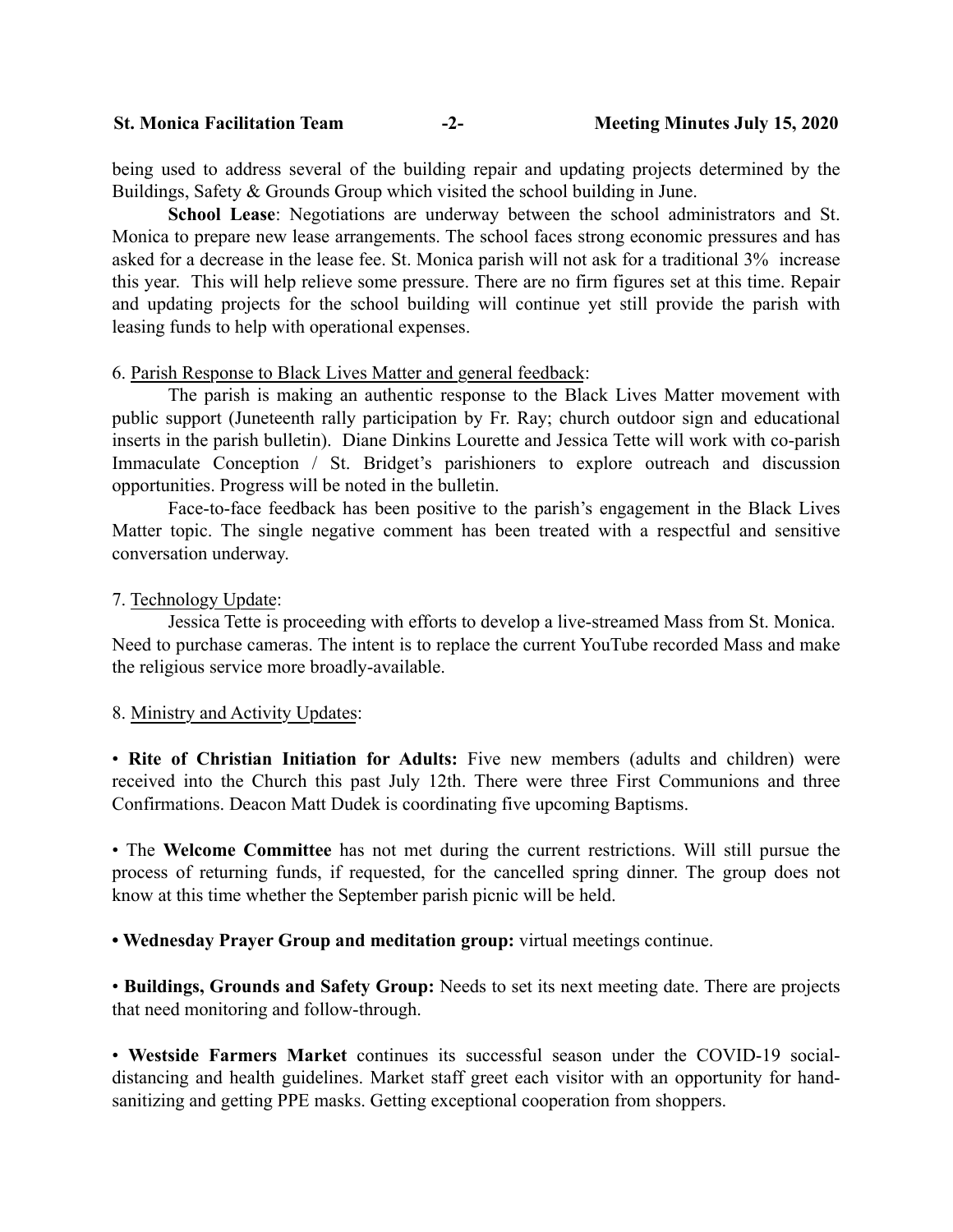being used to address several of the building repair and updating projects determined by the Buildings, Safety & Grounds Group which visited the school building in June.

**School Lease**: Negotiations are underway between the school administrators and St. Monica to prepare new lease arrangements. The school faces strong economic pressures and has asked for a decrease in the lease fee. St. Monica parish will not ask for a traditional 3% increase this year. This will help relieve some pressure. There are no firm figures set at this time. Repair and updating projects for the school building will continue yet still provide the parish with leasing funds to help with operational expenses.

6. Parish Response to Black Lives Matter and general feedback:

The parish is making an authentic response to the Black Lives Matter movement with public support (Juneteenth rally participation by Fr. Ray; church outdoor sign and educational inserts in the parish bulletin). Diane Dinkins Lourette and Jessica Tette will work with co-parish Immaculate Conception / St. Bridget's parishioners to explore outreach and discussion opportunities. Progress will be noted in the bulletin.

Face-to-face feedback has been positive to the parish's engagement in the Black Lives Matter topic. The single negative comment has been treated with a respectful and sensitive conversation underway.

7. Technology Update:

Jessica Tette is proceeding with efforts to develop a live-streamed Mass from St. Monica. Need to purchase cameras. The intent is to replace the current YouTube recorded Mass and make the religious service more broadly-available.

8. Ministry and Activity Updates:

• **Rite of Christian Initiation for Adults:** Five new members (adults and children) were received into the Church this past July 12th. There were three First Communions and three Confirmations. Deacon Matt Dudek is coordinating five upcoming Baptisms.

• The **Welcome Committee** has not met during the current restrictions. Will still pursue the process of returning funds, if requested, for the cancelled spring dinner. The group does not know at this time whether the September parish picnic will be held.

**• Wednesday Prayer Group and meditation group:** virtual meetings continue.

• **Buildings, Grounds and Safety Group:** Needs to set its next meeting date. There are projects that need monitoring and follow-through.

• **Westside Farmers Market** continues its successful season under the COVID-19 social-distancing and health guidelines. Market staff greet each visitor with an opportunity for hand-sanitizing and getting PPE masks. Getting exceptional cooperation from shoppers.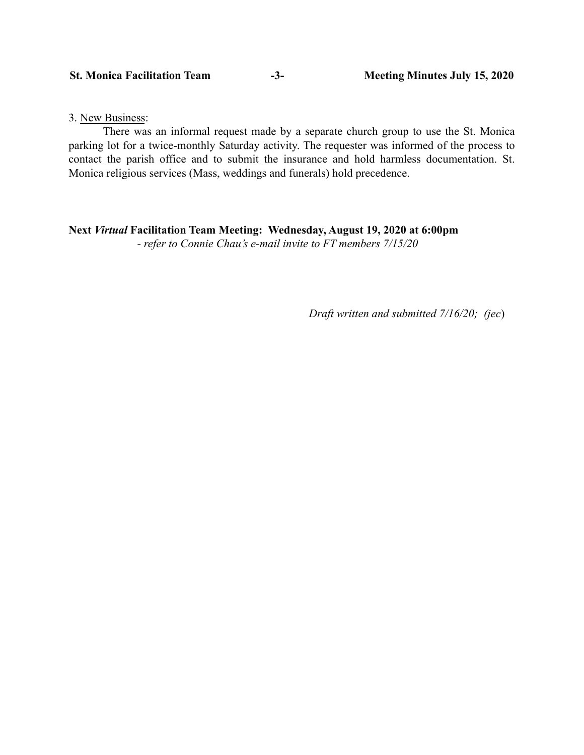3. New Business:

There was an informal request made by a separate church group to use the St. Monica parking lot for a twice-monthly Saturday activity. The requester was informed of the process to contact the parish office and to submit the insurance and hold harmless documentation. St. Monica religious services (Mass, weddings and funerals) hold precedence.

**Next *Virtual* Facilitation Team Meeting: Wednesday, August 19, 2020 at 6:00pm**

*- refer to Connie Chau's e-mail invite to FT members 7/15/20*

*Draft written and submitted 7/16/20; (jec)*